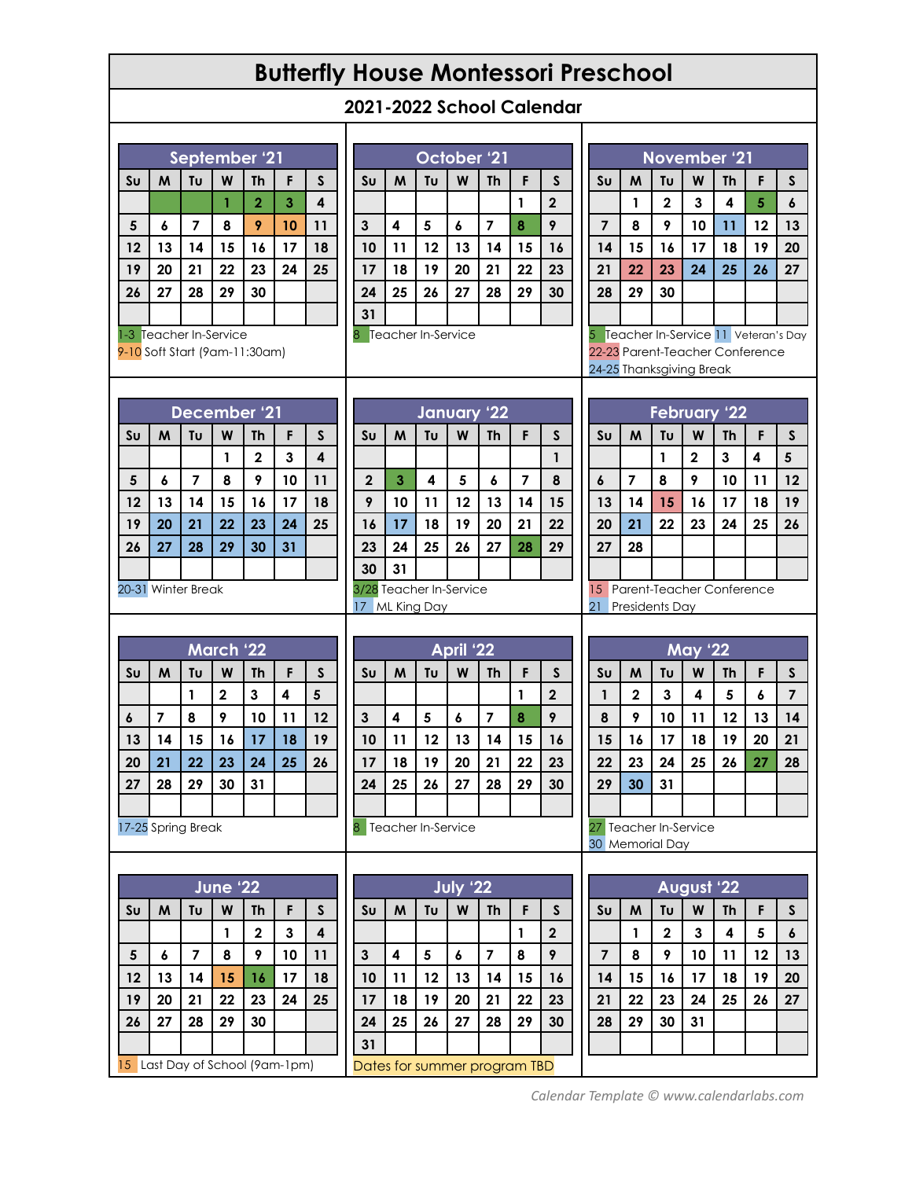# Butterfly House Montessori Preschool

## 2021-2022 School Calendar

### September '21

| Su | M | Tu | W | Th | F | S |
|---|---|---|---|---|---|---|
| | | | 1 | 2 | 3 | 4 |
| 5 | 6 | 7 | 8 | 9 | 10 | 11 |
| 12 | 13 | 14 | 15 | 16 | 17 | 18 |
| 19 | 20 | 21 | 22 | 23 | 24 | 25 |
| 26 | 27 | 28 | 29 | 30 | | |

1-3 Teacher In-Service
9-10 Soft Start (9am-11:30am)

### October '21

| Su | M | Tu | W | Th | F | S |
|---|---|---|---|---|---|---|
| | | | | | 1 | 2 |
| 3 | 4 | 5 | 6 | 7 | 8 | 9 |
| 10 | 11 | 12 | 13 | 14 | 15 | 16 |
| 17 | 18 | 19 | 20 | 21 | 22 | 23 |
| 24 | 25 | 26 | 27 | 28 | 29 | 30 |
| 31 | | | | | | |

8 Teacher In-Service

### November '21

| Su | M | Tu | W | Th | F | S |
|---|---|---|---|---|---|---|
| | 1 | 2 | 3 | 4 | 5 | 6 |
| 7 | 8 | 9 | 10 | 11 | 12 | 13 |
| 14 | 15 | 16 | 17 | 18 | 19 | 20 |
| 21 | 22 | 23 | 24 | 25 | 26 | 27 |
| 28 | 29 | 30 | | | | |

5 Teacher In-Service 11 Veteran's Day
22-23 Parent-Teacher Conference
24-25 Thanksgiving Break

### December '21

| Su | M | Tu | W | Th | F | S |
|---|---|---|---|---|---|---|
| | | | 1 | 2 | 3 | 4 |
| 5 | 6 | 7 | 8 | 9 | 10 | 11 |
| 12 | 13 | 14 | 15 | 16 | 17 | 18 |
| 19 | 20 | 21 | 22 | 23 | 24 | 25 |
| 26 | 27 | 28 | 29 | 30 | 31 | |

20-31 Winter Break

### January '22

| Su | M | Tu | W | Th | F | S |
|---|---|---|---|---|---|---|
| | | | | | | 1 |
| 2 | 3 | 4 | 5 | 6 | 7 | 8 |
| 9 | 10 | 11 | 12 | 13 | 14 | 15 |
| 16 | 17 | 18 | 19 | 20 | 21 | 22 |
| 23 | 24 | 25 | 26 | 27 | 28 | 29 |
| 30 | 31 | | | | | |

3/28 Teacher In-Service
17 ML King Day

### February '22

| Su | M | Tu | W | Th | F | S |
|---|---|---|---|---|---|---|
| | | 1 | 2 | 3 | 4 | 5 |
| 6 | 7 | 8 | 9 | 10 | 11 | 12 |
| 13 | 14 | 15 | 16 | 17 | 18 | 19 |
| 20 | 21 | 22 | 23 | 24 | 25 | 26 |
| 27 | 28 | | | | | |

15 Parent-Teacher Conference
21 Presidents Day

### March '22

| Su | M | Tu | W | Th | F | S |
|---|---|---|---|---|---|---|
| | | 1 | 2 | 3 | 4 | 5 |
| 6 | 7 | 8 | 9 | 10 | 11 | 12 |
| 13 | 14 | 15 | 16 | 17 | 18 | 19 |
| 20 | 21 | 22 | 23 | 24 | 25 | 26 |
| 27 | 28 | 29 | 30 | 31 | | |

17-25 Spring Break

### April '22

| Su | M | Tu | W | Th | F | S |
|---|---|---|---|---|---|---|
| | | | | | 1 | 2 |
| 3 | 4 | 5 | 6 | 7 | 8 | 9 |
| 10 | 11 | 12 | 13 | 14 | 15 | 16 |
| 17 | 18 | 19 | 20 | 21 | 22 | 23 |
| 24 | 25 | 26 | 27 | 28 | 29 | 30 |

8 Teacher In-Service

### May '22

| Su | M | Tu | W | Th | F | S |
|---|---|---|---|---|---|---|
| 1 | 2 | 3 | 4 | 5 | 6 | 7 |
| 8 | 9 | 10 | 11 | 12 | 13 | 14 |
| 15 | 16 | 17 | 18 | 19 | 20 | 21 |
| 22 | 23 | 24 | 25 | 26 | 27 | 28 |
| 29 | 30 | 31 | | | | |

27 Teacher In-Service
30 Memorial Day

### June '22

| Su | M | Tu | W | Th | F | S |
|---|---|---|---|---|---|---|
| | | | 1 | 2 | 3 | 4 |
| 5 | 6 | 7 | 8 | 9 | 10 | 11 |
| 12 | 13 | 14 | 15 | 16 | 17 | 18 |
| 19 | 20 | 21 | 22 | 23 | 24 | 25 |
| 26 | 27 | 28 | 29 | 30 | | |

15 Last Day of School (9am-1pm)

### July '22

| Su | M | Tu | W | Th | F | S |
|---|---|---|---|---|---|---|
| | | | | | 1 | 2 |
| 3 | 4 | 5 | 6 | 7 | 8 | 9 |
| 10 | 11 | 12 | 13 | 14 | 15 | 16 |
| 17 | 18 | 19 | 20 | 21 | 22 | 23 |
| 24 | 25 | 26 | 27 | 28 | 29 | 30 |
| 31 | | | | | | |

Dates for summer program TBD

### August '22

| Su | M | Tu | W | Th | F | S |
|---|---|---|---|---|---|---|
| | 1 | 2 | 3 | 4 | 5 | 6 |
| 7 | 8 | 9 | 10 | 11 | 12 | 13 |
| 14 | 15 | 16 | 17 | 18 | 19 | 20 |
| 21 | 22 | 23 | 24 | 25 | 26 | 27 |
| 28 | 29 | 30 | 31 | | | |

*Calendar Template © www.calendarlabs.com*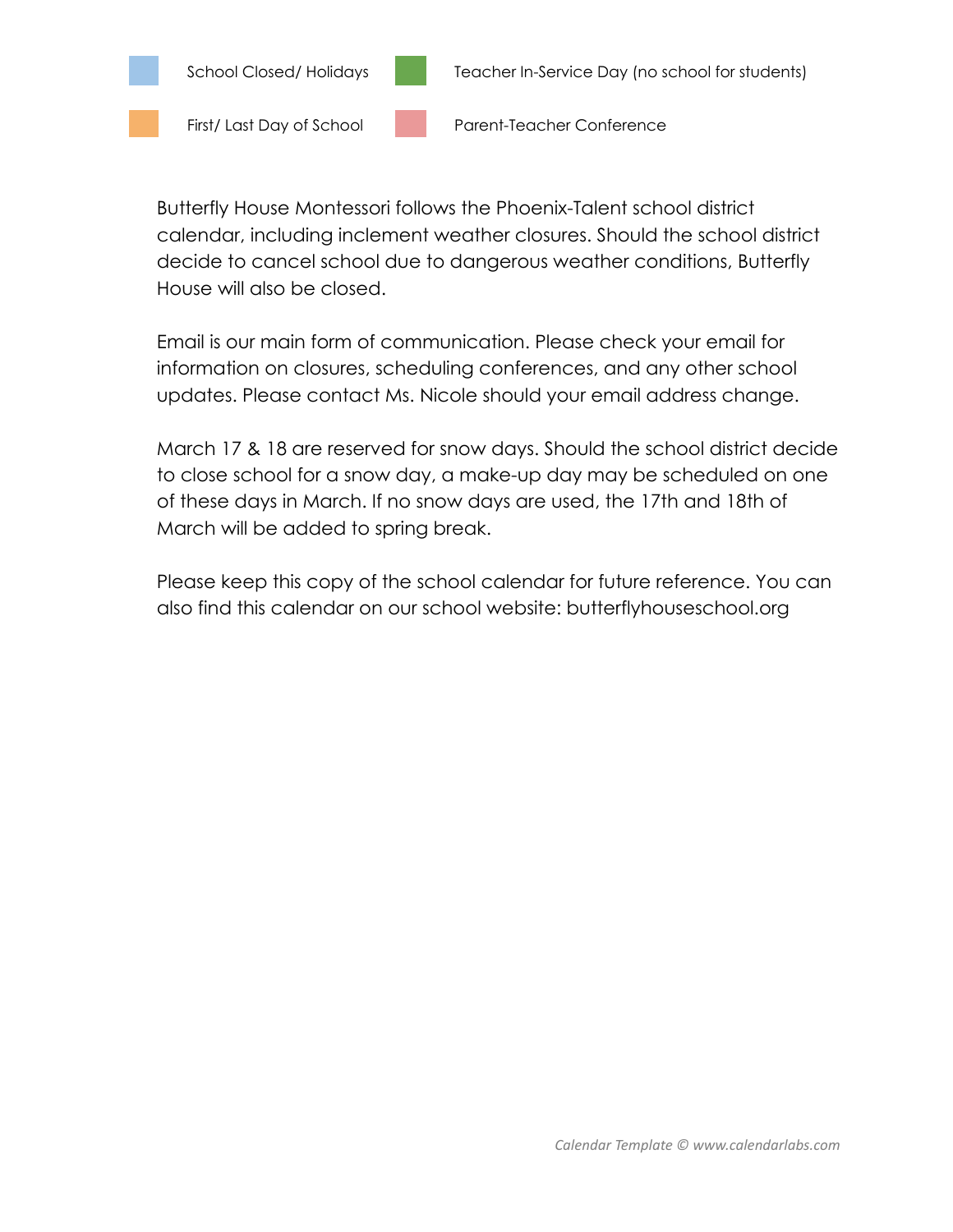| | | | |
|---|---|---|---|
| | School Closed/ Holidays | | Teacher In-Service Day (no school for students) |
| | First/ Last Day of School | | Parent-Teacher Conference |

Butterfly House Montessori follows the Phoenix-Talent school district calendar, including inclement weather closures. Should the school district decide to cancel school due to dangerous weather conditions, Butterfly House will also be closed.

Email is our main form of communication. Please check your email for information on closures, scheduling conferences, and any other school updates. Please contact Ms. Nicole should your email address change.

March 17 & 18 are reserved for snow days. Should the school district decide to close school for a snow day, a make-up day may be scheduled on one of these days in March. If no snow days are used, the 17th and 18th of March will be added to spring break.

Please keep this copy of the school calendar for future reference. You can also find this calendar on our school website: butterflyhouseschool.org

*Calendar Template © www.calendarlabs.com*